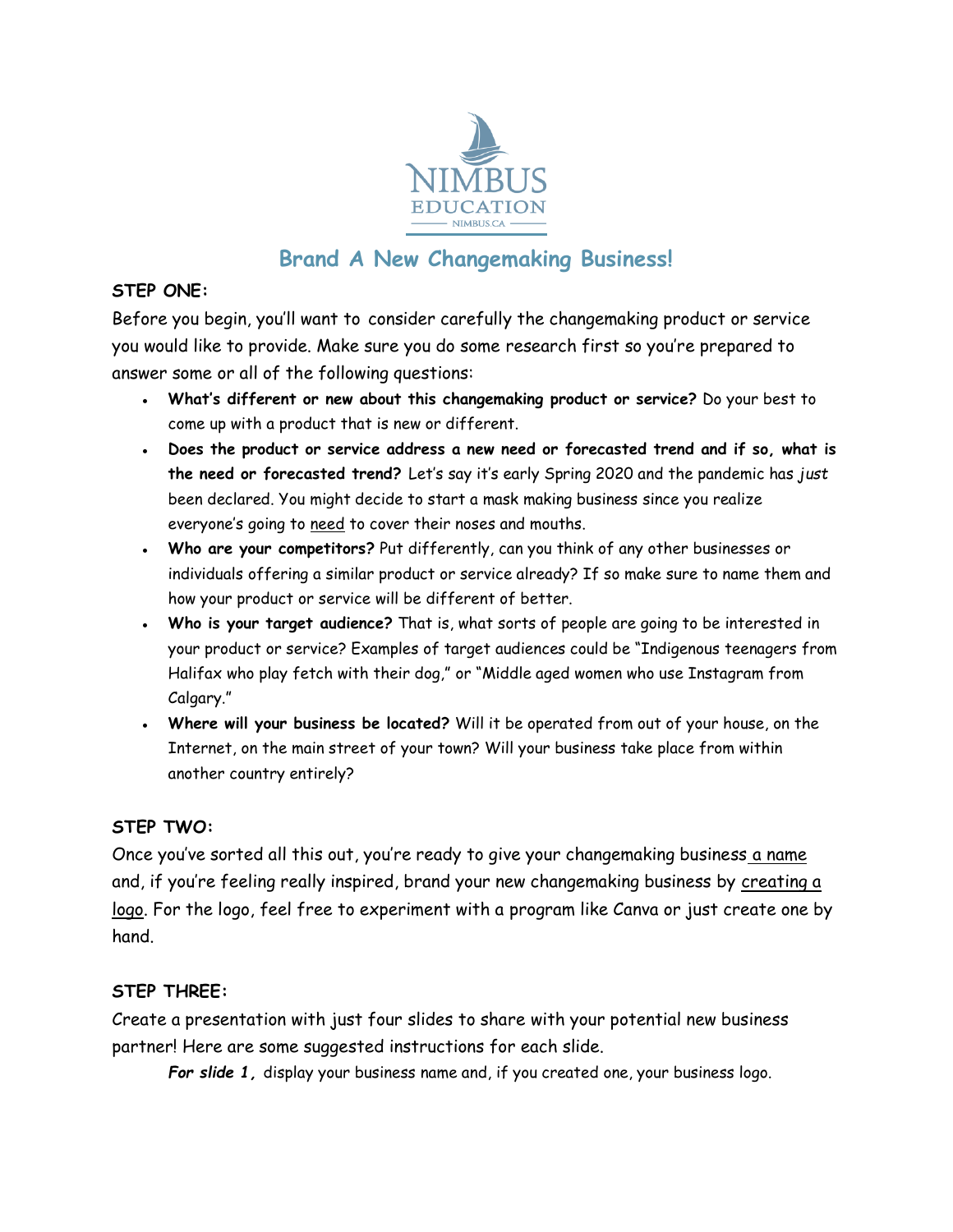NIMBUS EDUCATION
NIMBUS.CA

# Brand A New Changemaking Business!

**STEP ONE:**

Before you begin, you'll want to consider carefully the changemaking product or service you would like to provide. Make sure you do some research first so you're prepared to answer some or all of the following questions:

- **What's different or new about this changemaking product or service?** Do your best to come up with a product that is new or different.
- **Does the product or service address a new need or forecasted trend and if so, what is the need or forecasted trend?** Let's say it's early Spring 2020 and the pandemic has *just* been declared. You might decide to start a mask making business since you realize everyone's going to <u>need</u> to cover their noses and mouths.
- **Who are your competitors?** Put differently, can you think of any other businesses or individuals offering a similar product or service already? If so make sure to name them and how your product or service will be different of better.
- **Who is your target audience?** That is, what sorts of people are going to be interested in your product or service? Examples of target audiences could be "Indigenous teenagers from Halifax who play fetch with their dog," or "Middle aged women who use Instagram from Calgary."
- **Where will your business be located?** Will it be operated from out of your house, on the Internet, on the main street of your town? Will your business take place from within another country entirely?

**STEP TWO:**

Once you've sorted all this out, you're ready to give your changemaking business <u>a name</u> and, if you're feeling really inspired, brand your new changemaking business by <u>creating a logo</u>. For the logo, feel free to experiment with a program like Canva or just create one by hand.

**STEP THREE:**

Create a presentation with just four slides to share with your potential new business partner! Here are some suggested instructions for each slide.

***For slide 1,*** display your business name and, if you created one, your business logo.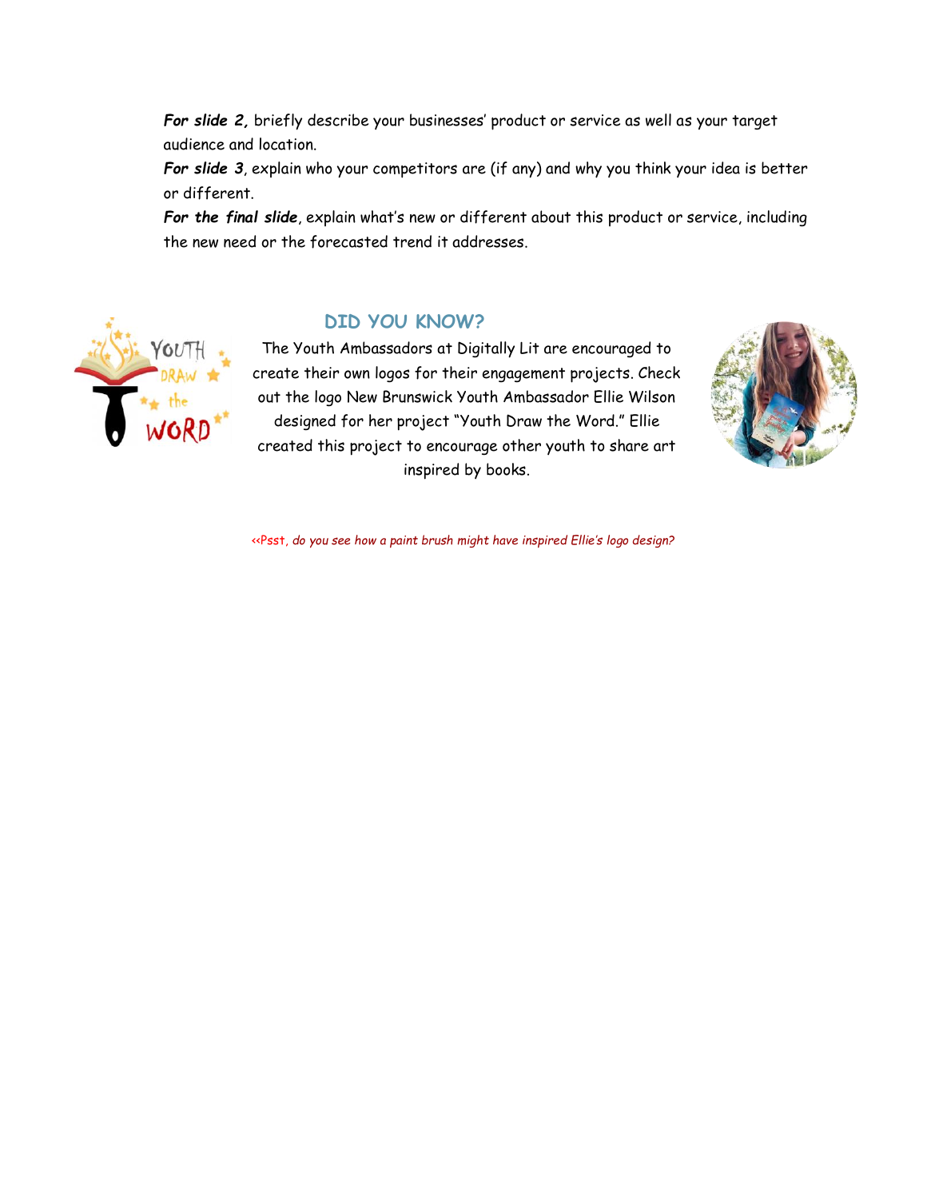***For slide 2,*** briefly describe your businesses' product or service as well as your target audience and location.

***For slide 3***, explain who your competitors are (if any) and why you think your idea is better or different.

***For the final slide***, explain what's new or different about this product or service, including the new need or the forecasted trend it addresses.

## DID YOU KNOW?

The Youth Ambassadors at Digitally Lit are encouraged to create their own logos for their engagement projects. Check out the logo New Brunswick Youth Ambassador Ellie Wilson designed for her project "Youth Draw the Word." Ellie created this project to encourage other youth to share art inspired by books.

*<<Psst, do you see how a paint brush might have inspired Ellie's logo design?*